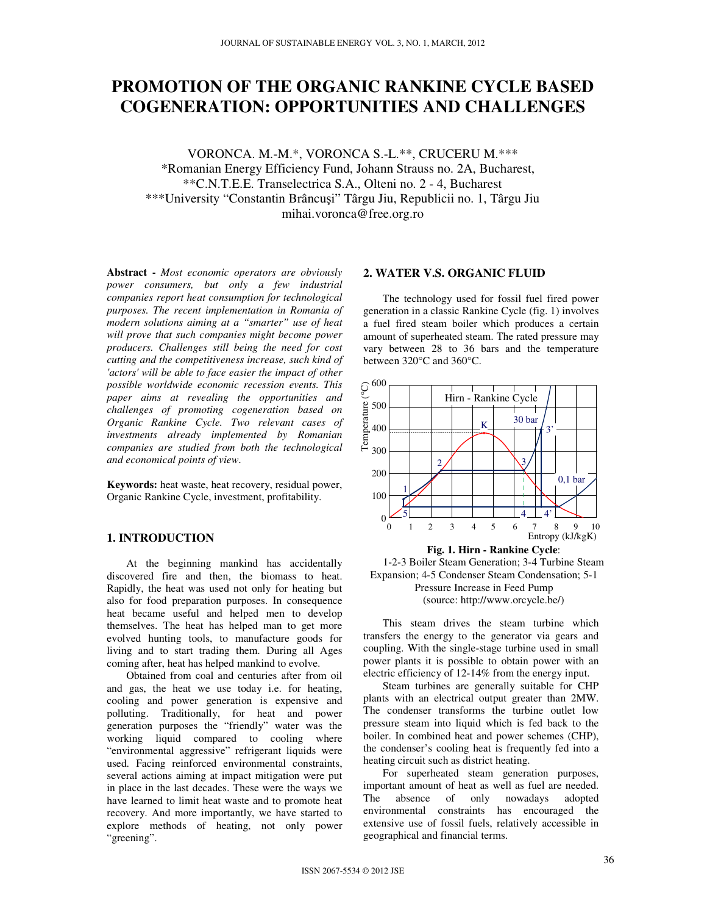# PROMOTION OF THE ORGANIC RANKINE CYCLE BASED COGENERATION: OPPORTUNITIES AND CHALLENGES

VORONCA. M.-M.*, VORONCA S.-L.**, CRUCERU M.***
*Romanian Energy Efficiency Fund, Johann Strauss no. 2A, Bucharest,
**C.N.T.E.E. Transelectrica S.A., Olteni no. 2 - 4, Bucharest
***University "Constantin Brâncuşi" Târgu Jiu, Republicii no. 1, Târgu Jiu
mihai.voronca@free.org.ro

**Abstract -** *Most economic operators are obviously power consumers, but only a few industrial companies report heat consumption for technological purposes. The recent implementation in Romania of modern solutions aiming at a "smarter" use of heat will prove that such companies might become power producers. Challenges still being the need for cost cutting and the competitiveness increase, such kind of 'actors' will be able to face easier the impact of other possible worldwide economic recession events. This paper aims at revealing the opportunities and challenges of promoting cogeneration based on Organic Rankine Cycle. Two relevant cases of investments already implemented by Romanian companies are studied from both the technological and economical points of view.*

**Keywords:** heat waste, heat recovery, residual power, Organic Rankine Cycle, investment, profitability.

## 1. INTRODUCTION

At the beginning mankind has accidentally discovered fire and then, the biomass to heat. Rapidly, the heat was used not only for heating but also for food preparation purposes. In consequence heat became useful and helped men to develop themselves. The heat has helped man to get more evolved hunting tools, to manufacture goods for living and to start trading them. During all Ages coming after, heat has helped mankind to evolve.

Obtained from coal and centuries after from oil and gas, the heat we use today i.e. for heating, cooling and power generation is expensive and polluting. Traditionally, for heat and power generation purposes the "friendly" water was the working liquid compared to cooling where "environmental aggressive" refrigerant liquids were used. Facing reinforced environmental constraints, several actions aiming at impact mitigation were put in place in the last decades. These were the ways we have learned to limit heat waste and to promote heat recovery. And more importantly, we have started to explore methods of heating, not only power "greening".

## 2. WATER V.S. ORGANIC FLUID

The technology used for fossil fuel fired power generation in a classic Rankine Cycle (fig. 1) involves a fuel fired steam boiler which produces a certain amount of superheated steam. The rated pressure may vary between 28 to 36 bars and the temperature between 320°C and 360°C.

**Fig. 1. Hirn - Rankine Cycle**:
1-2-3 Boiler Steam Generation; 3-4 Turbine Steam Expansion; 4-5 Condenser Steam Condensation; 5-1 Pressure Increase in Feed Pump
(source: http://www.orcycle.be/)

This steam drives the steam turbine which transfers the energy to the generator via gears and coupling. With the single-stage turbine used in small power plants it is possible to obtain power with an electric efficiency of 12-14% from the energy input.

Steam turbines are generally suitable for CHP plants with an electrical output greater than 2MW. The condenser transforms the turbine outlet low pressure steam into liquid which is fed back to the boiler. In combined heat and power schemes (CHP), the condenser's cooling heat is frequently fed into a heating circuit such as district heating.

For superheated steam generation purposes, important amount of heat as well as fuel are needed. The absence of only nowadays adopted environmental constraints has encouraged the extensive use of fossil fuels, relatively accessible in geographical and financial terms.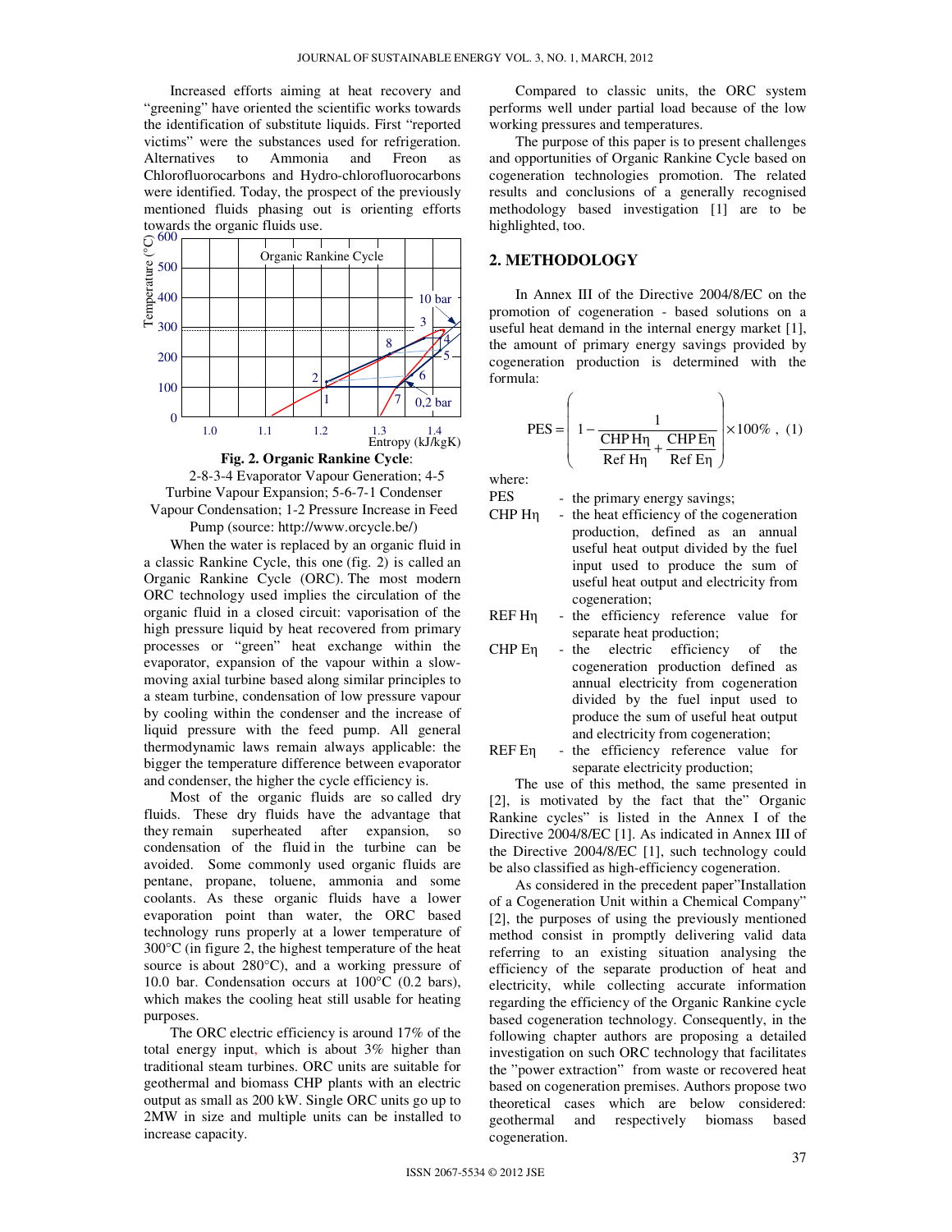Increased efforts aiming at heat recovery and "greening" have oriented the scientific works towards the identification of substitute liquids. First "reported victims" were the substances used for refrigeration. Alternatives to Ammonia and Freon as Chlorofluorocarbons and Hydro-chlorofluorocarbons were identified. Today, the prospect of the previously mentioned fluids phasing out is orienting efforts towards the organic fluids use.

**Fig. 2. Organic Rankine Cycle**: 2-8-3-4 Evaporator Vapour Generation; 4-5 Turbine Vapour Expansion; 5-6-7-1 Condenser Vapour Condensation; 1-2 Pressure Increase in Feed Pump (source: http://www.orcycle.be/)

When the water is replaced by an organic fluid in a classic Rankine Cycle, this one (fig. 2) is called an Organic Rankine Cycle (ORC). The most modern ORC technology used implies the circulation of the organic fluid in a closed circuit: vaporisation of the high pressure liquid by heat recovered from primary processes or "green" heat exchange within the evaporator, expansion of the vapour within a slow-moving axial turbine based along similar principles to a steam turbine, condensation of low pressure vapour by cooling within the condenser and the increase of liquid pressure with the feed pump. All general thermodynamic laws remain always applicable: the bigger the temperature difference between evaporator and condenser, the higher the cycle efficiency is.

Most of the organic fluids are so called dry fluids. These dry fluids have the advantage that they remain superheated after expansion, so condensation of the fluid in the turbine can be avoided. Some commonly used organic fluids are pentane, propane, toluene, ammonia and some coolants. As these organic fluids have a lower evaporation point than water, the ORC based technology runs properly at a lower temperature of 300°C (in figure 2, the highest temperature of the heat source is about 280°C), and a working pressure of 10.0 bar. Condensation occurs at 100°C (0.2 bars), which makes the cooling heat still usable for heating purposes.

The ORC electric efficiency is around 17% of the total energy input, which is about 3% higher than traditional steam turbines. ORC units are suitable for geothermal and biomass CHP plants with an electric output as small as 200 kW. Single ORC units go up to 2MW in size and multiple units can be installed to increase capacity.

Compared to classic units, the ORC system performs well under partial load because of the low working pressures and temperatures.

The purpose of this paper is to present challenges and opportunities of Organic Rankine Cycle based on cogeneration technologies promotion. The related results and conclusions of a generally recognised methodology based investigation [1] are to be highlighted, too.

## 2. METHODOLOGY

In Annex III of the Directive 2004/8/EC on the promotion of cogeneration - based solutions on a useful heat demand in the internal energy market [1], the amount of primary energy savings provided by cogeneration production is determined with the formula:

$$\text{PES} = \left( 1 - \frac{1}{\frac{\text{CHP H}\eta}{\text{Ref H}\eta} + \frac{\text{CHP E}\eta}{\text{Ref E}\eta}} \right) \times 100\% \,, \quad (1)$$

where:

- PES - the primary energy savings;
- CHP Hη - the heat efficiency of the cogeneration production, defined as an annual useful heat output divided by the fuel input used to produce the sum of useful heat output and electricity from cogeneration;
- REF Hη - the efficiency reference value for separate heat production;
- CHP Eη - the electric efficiency of the cogeneration production defined as annual electricity from cogeneration divided by the fuel input used to produce the sum of useful heat output and electricity from cogeneration;
- REF Eη - the efficiency reference value for separate electricity production;

The use of this method, the same presented in [2], is motivated by the fact that the" Organic Rankine cycles" is listed in the Annex I of the Directive 2004/8/EC [1]. As indicated in Annex III of the Directive 2004/8/EC [1], such technology could be also classified as high-efficiency cogeneration.

As considered in the precedent paper"Installation of a Cogeneration Unit within a Chemical Company" [2], the purposes of using the previously mentioned method consist in promptly delivering valid data referring to an existing situation analysing the efficiency of the separate production of heat and electricity, while collecting accurate information regarding the efficiency of the Organic Rankine cycle based cogeneration technology. Consequently, in the following chapter authors are proposing a detailed investigation on such ORC technology that facilitates the "power extraction" from waste or recovered heat based on cogeneration premises. Authors propose two theoretical cases which are below considered: geothermal and respectively biomass based cogeneration.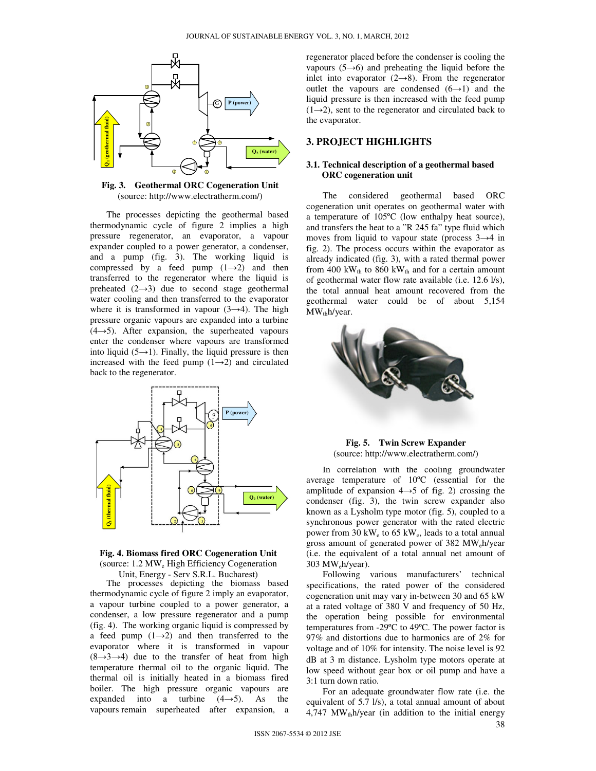**Fig. 3. Geothermal ORC Cogeneration Unit**
(source: http://www.electratherm.com/)

The processes depicting the geothermal based thermodynamic cycle of figure 2 implies a high pressure regenerator, an evaporator, a vapour expander coupled to a power generator, a condenser, and a pump (fig. 3). The working liquid is compressed by a feed pump (1→2) and then transferred to the regenerator where the liquid is preheated (2→3) due to second stage geothermal water cooling and then transferred to the evaporator where it is transformed in vapour (3→4). The high pressure organic vapours are expanded into a turbine (4→5). After expansion, the superheated vapours enter the condenser where vapours are transformed into liquid (5→1). Finally, the liquid pressure is then increased with the feed pump (1→2) and circulated back to the regenerator.

**Fig. 4. Biomass fired ORC Cogeneration Unit**
(source: 1.2 $MW_e$ High Efficiency Cogeneration Unit, Energy - Serv S.R.L. Bucharest)

The processes depicting the biomass based thermodynamic cycle of figure 2 imply an evaporator, a vapour turbine coupled to a power generator, a condenser, a low pressure regenerator and a pump (fig. 4). The working organic liquid is compressed by a feed pump (1→2) and then transferred to the evaporator where it is transformed in vapour (8→3→4) due to the transfer of heat from high temperature thermal oil to the organic liquid. The thermal oil is initially heated in a biomass fired boiler. The high pressure organic vapours are expanded into a turbine (4→5). As the vapours remain superheated after expansion, a regenerator placed before the condenser is cooling the vapours (5→6) and preheating the liquid before the inlet into evaporator (2→8). From the regenerator outlet the vapours are condensed (6→1) and the liquid pressure is then increased with the feed pump (1→2), sent to the regenerator and circulated back to the evaporator.

## 3. PROJECT HIGHLIGHTS

### 3.1. Technical description of a geothermal based ORC cogeneration unit

The considered geothermal based ORC cogeneration unit operates on geothermal water with a temperature of 105ºC (low enthalpy heat source), and transfers the heat to a "R 245 fa" type fluid which moves from liquid to vapour state (process 3→4 in fig. 2). The process occurs within the evaporator as already indicated (fig. 3), with a rated thermal power from 400 $kW_{th}$ to 860 $kW_{th}$ and for a certain amount of geothermal water flow rate available (i.e. 12.6 l/s), the total annual heat amount recovered from the geothermal water could be of about 5,154 $MW_{th}h$/year.

**Fig. 5. Twin Screw Expander**
(source: http://www.electratherm.com/)

In correlation with the cooling groundwater average temperature of 10ºC (essential for the amplitude of expansion 4→5 of fig. 2) crossing the condenser (fig. 3), the twin screw expander also known as a Lysholm type motor (fig. 5), coupled to a synchronous power generator with the rated electric power from 30 $kW_e$ to 65 $kW_e$, leads to a total annual gross amount of generated power of 382 $MW_eh$/year (i.e. the equivalent of a total annual net amount of 303 $MW_eh$/year).

Following various manufacturers' technical specifications, the rated power of the considered cogeneration unit may vary in-between 30 and 65 kW at a rated voltage of 380 V and frequency of 50 Hz, the operation being possible for environmental temperatures from -29ºC to 49ºC. The power factor is 97% and distortions due to harmonics are of 2% for voltage and of 10% for intensity. The noise level is 92 dB at 3 m distance. Lysholm type motors operate at low speed without gear box or oil pump and have a 3:1 turn down ratio.

For an adequate groundwater flow rate (i.e. the equivalent of 5.7 l/s), a total annual amount of about 4,747 $MW_{th}h$/year (in addition to the initial energy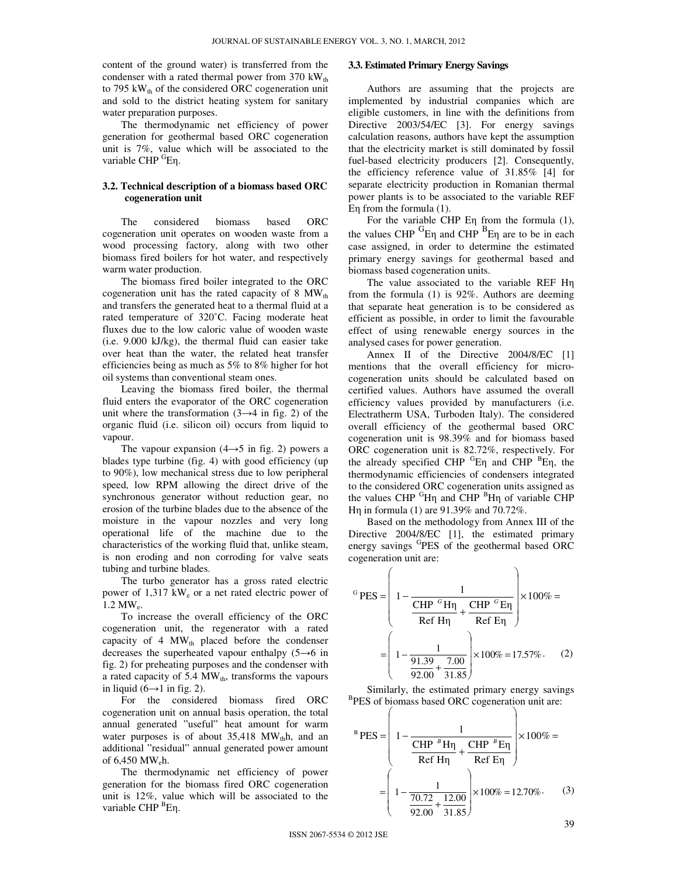content of the ground water) is transferred from the condenser with a rated thermal power from 370 $kW_{th}$ to 795 $kW_{th}$ of the considered ORC cogeneration unit and sold to the district heating system for sanitary water preparation purposes.

The thermodynamic net efficiency of power generation for geothermal based ORC cogeneration unit is 7%, value which will be associated to the variable CHP $^{G}E\eta$.

### 3.2. Technical description of a biomass based ORC cogeneration unit

The considered biomass based ORC cogeneration unit operates on wooden waste from a wood processing factory, along with two other biomass fired boilers for hot water, and respectively warm water production.

The biomass fired boiler integrated to the ORC cogeneration unit has the rated capacity of 8 $MW_{th}$ and transfers the generated heat to a thermal fluid at a rated temperature of 320˚C. Facing moderate heat fluxes due to the low caloric value of wooden waste (i.e. 9.000 kJ/kg), the thermal fluid can easier take over heat than the water, the related heat transfer efficiencies being as much as 5% to 8% higher for hot oil systems than conventional steam ones.

Leaving the biomass fired boiler, the thermal fluid enters the evaporator of the ORC cogeneration unit where the transformation (3→4 in fig. 2) of the organic fluid (i.e. silicon oil) occurs from liquid to vapour.

The vapour expansion (4→5 in fig. 2) powers a blades type turbine (fig. 4) with good efficiency (up to 90%), low mechanical stress due to low peripheral speed, low RPM allowing the direct drive of the synchronous generator without reduction gear, no erosion of the turbine blades due to the absence of the moisture in the vapour nozzles and very long operational life of the machine due to the characteristics of the working fluid that, unlike steam, is non eroding and non corroding for valve seats tubing and turbine blades.

The turbo generator has a gross rated electric power of 1,317 $kW_e$ or a net rated electric power of 1.2 $MW_e$.

To increase the overall efficiency of the ORC cogeneration unit, the regenerator with a rated capacity of 4 $MW_{th}$ placed before the condenser decreases the superheated vapour enthalpy (5→6 in fig. 2) for preheating purposes and the condenser with a rated capacity of 5.4 $MW_{th}$, transforms the vapours in liquid (6→1 in fig. 2).

For the considered biomass fired ORC cogeneration unit on annual basis operation, the total annual generated "useful" heat amount for warm water purposes is of about 35,418 $MW_{th}h$, and an additional "residual" annual generated power amount of 6,450 $MW_eh$.

The thermodynamic net efficiency of power generation for the biomass fired ORC cogeneration unit is 12%, value which will be associated to the variable CHP $^{B}E\eta$.

### 3.3. Estimated Primary Energy Savings

Authors are assuming that the projects are implemented by industrial companies which are eligible customers, in line with the definitions from Directive 2003/54/EC [3]. For energy savings calculation reasons, authors have kept the assumption that the electricity market is still dominated by fossil fuel-based electricity producers [2]. Consequently, the efficiency reference value of 31.85% [4] for separate electricity production in Romanian thermal power plants is to be associated to the variable REF Eη from the formula (1).

For the variable CHP Eη from the formula (1), the values CHP $^{G}E\eta$ and CHP $^{B}E\eta$ are to be in each case assigned, in order to determine the estimated primary energy savings for geothermal based and biomass based cogeneration units.

The value associated to the variable REF Hη from the formula (1) is 92%. Authors are deeming that separate heat generation is to be considered as efficient as possible, in order to limit the favourable effect of using renewable energy sources in the analysed cases for power generation.

Annex II of the Directive 2004/8/EC [1] mentions that the overall efficiency for micro-cogeneration units should be calculated based on certified values. Authors have assumed the overall efficiency values provided by manufacturers (i.e. Electratherm USA, Turboden Italy). The considered overall efficiency of the geothermal based ORC cogeneration unit is 98.39% and for biomass based ORC cogeneration unit is 82.72%, respectively. For the already specified CHP $^{G}E\eta$ and CHP $^{B}E\eta$, the thermodynamic efficiencies of condensers integrated to the considered ORC cogeneration units assigned as the values CHP $^{G}H\eta$ and CHP $^{B}H\eta$ of variable CHP Hη in formula (1) are 91.39% and 70.72%.

Based on the methodology from Annex III of the Directive 2004/8/EC [1], the estimated primary energy savings $^{G}PES$ of the geothermal based ORC cogeneration unit are:

$$^{G}\mathrm{PES} = \left( 1 - \frac{1}{\dfrac{\mathrm{CHP}\ ^{G}\mathrm{H}\eta}{\mathrm{Ref\ H}\eta} + \dfrac{\mathrm{CHP}\ ^{G}\mathrm{E}\eta}{\mathrm{Ref\ E}\eta}} \right) \times 100\% = \left( 1 - \frac{1}{\dfrac{91.39}{92.00} + \dfrac{7.00}{31.85}} \right) \times 100\% = 17.57\% \cdot \quad (2)$$

Similarly, the estimated primary energy savings $^{B}PES$ of biomass based ORC cogeneration unit are:

$$^{B}\mathrm{PES} = \left( 1 - \frac{1}{\dfrac{\mathrm{CHP}\ ^{B}\mathrm{H}\eta}{\mathrm{Ref\ H}\eta} + \dfrac{\mathrm{CHP}\ ^{B}\mathrm{E}\eta}{\mathrm{Ref\ E}\eta}} \right) \times 100\% = \left( 1 - \frac{1}{\dfrac{70.72}{92.00} + \dfrac{12.00}{31.85}} \right) \times 100\% = 12.70\% \cdot \quad (3)$$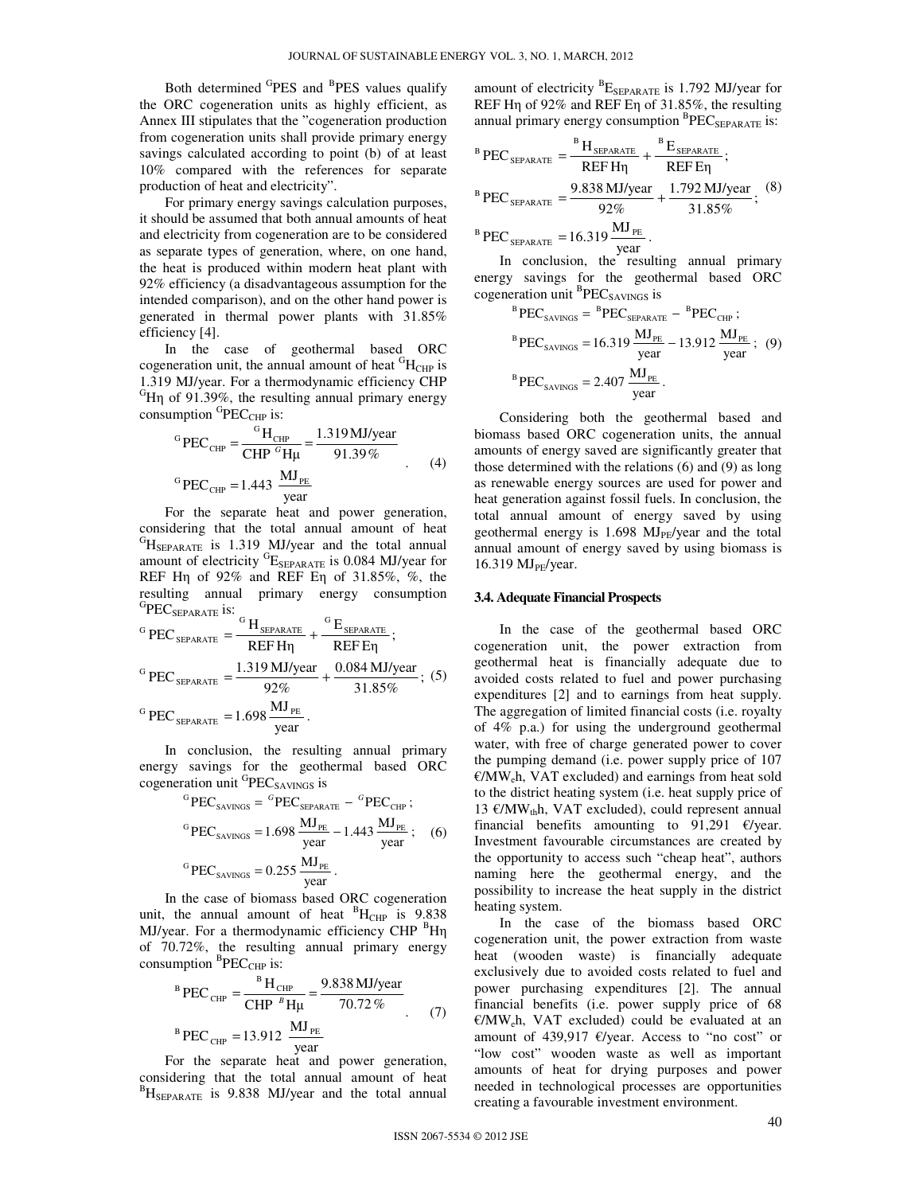Both determined ${}^{G}$PES and ${}^{B}$PES values qualify the ORC cogeneration units as highly efficient, as Annex III stipulates that the "cogeneration production from cogeneration units shall provide primary energy savings calculated according to point (b) of at least 10% compared with the references for separate production of heat and electricity".

For primary energy savings calculation purposes, it should be assumed that both annual amounts of heat and electricity from cogeneration are to be considered as separate types of generation, where, on one hand, the heat is produced within modern heat plant with 92% efficiency (a disadvantageous assumption for the intended comparison), and on the other hand power is generated in thermal power plants with 31.85% efficiency [4].

In the case of geothermal based ORC cogeneration unit, the annual amount of heat ${}^{G}H_{CHP}$ is 1.319 MJ/year. For a thermodynamic efficiency CHP ${}^{G}H\eta$ of 91.39%, the resulting annual primary energy consumption ${}^{G}PEC_{CHP}$ is:

$$
\begin{aligned}
{}^{G}PEC_{CHP} &= \frac{{}^{G}H_{CHP}}{CHP\ {}^{G}H\mu} = \frac{1.319\,\text{MJ/year}}{91.39\,\%} \\
{}^{G}PEC_{CHP} &= 1.443\ \frac{MJ_{PE}}{year}
\end{aligned} \qquad (4)
$$

For the separate heat and power generation, considering that the total annual amount of heat ${}^{G}H_{SEPARATE}$ is 1.319 MJ/year and the total annual amount of electricity ${}^{G}E_{SEPARATE}$ is 0.084 MJ/year for REF Hη of 92% and REF Eη of 31.85%, %, the resulting annual primary energy consumption ${}^{G}PEC_{SEPARATE}$ is:

$$
\begin{aligned}
{}^{G}PEC_{SEPARATE} &= \frac{{}^{G}H_{SEPARATE}}{REF\,H\eta} + \frac{{}^{G}E_{SEPARATE}}{REF\,E\eta}; \\
{}^{G}PEC_{SEPARATE} &= \frac{1.319\,\text{MJ/year}}{92\%} + \frac{0.084\,\text{MJ/year}}{31.85\%}; \\
{}^{G}PEC_{SEPARATE} &= 1.698\,\frac{MJ_{PE}}{year}.
\end{aligned} \qquad (5)
$$

In conclusion, the resulting annual primary energy savings for the geothermal based ORC cogeneration unit ${}^{G}PEC_{SAVINGS}$ is

$$
\begin{aligned}
{}^{G}PEC_{SAVINGS} &= {}^{G}PEC_{SEPARATE} - {}^{G}PEC_{CHP}; \\
{}^{G}PEC_{SAVINGS} &= 1.698\,\frac{MJ_{PE}}{year} - 1.443\,\frac{MJ_{PE}}{year}; \\
{}^{G}PEC_{SAVINGS} &= 0.255\,\frac{MJ_{PE}}{year}.
\end{aligned} \qquad (6)
$$

In the case of biomass based ORC cogeneration unit, the annual amount of heat ${}^{B}H_{CHP}$ is 9.838 MJ/year. For a thermodynamic efficiency CHP ${}^{B}H\eta$ of 70.72%, the resulting annual primary energy consumption ${}^{B}PEC_{CHP}$ is:

$$
\begin{aligned}
{}^{B}PEC_{CHP} &= \frac{{}^{B}H_{CHP}}{CHP\ {}^{B}H\mu} = \frac{9.838\,\text{MJ/year}}{70.72\,\%} \\
{}^{B}PEC_{CHP} &= 13.912\ \frac{MJ_{PE}}{year}
\end{aligned} \qquad (7)
$$

For the separate heat and power generation, considering that the total annual amount of heat ${}^{B}H_{SEPARATE}$ is 9.838 MJ/year and the total annual amount of electricity ${}^{B}E_{SEPARATE}$ is 1.792 MJ/year for REF Hη of 92% and REF Eη of 31.85%, the resulting annual primary energy consumption ${}^{B}PEC_{SEPARATE}$ is:

$$
\begin{aligned}
{}^{B}PEC_{SEPARATE} &= \frac{{}^{B}H_{SEPARATE}}{REF\,H\eta} + \frac{{}^{B}E_{SEPARATE}}{REF\,E\eta}; \\
{}^{B}PEC_{SEPARATE} &= \frac{9.838\,\text{MJ/year}}{92\%} + \frac{1.792\,\text{MJ/year}}{31.85\%}; \\
{}^{B}PEC_{SEPARATE} &= 16.319\,\frac{MJ_{PE}}{year}.
\end{aligned} \qquad (8)
$$

In conclusion, the resulting annual primary energy savings for the geothermal based ORC cogeneration unit ${}^{B}PEC_{SAVINGS}$ is

$$
\begin{aligned}
{}^{B}PEC_{SAVINGS} &= {}^{B}PEC_{SEPARATE} - {}^{B}PEC_{CHP}; \\
{}^{B}PEC_{SAVINGS} &= 16.319\,\frac{MJ_{PE}}{year} - 13.912\,\frac{MJ_{PE}}{year}; \\
{}^{B}PEC_{SAVINGS} &= 2.407\,\frac{MJ_{PE}}{year}.
\end{aligned} \qquad (9)
$$

Considering both the geothermal based and biomass based ORC cogeneration units, the annual amounts of energy saved are significantly greater that those determined with the relations (6) and (9) as long as renewable energy sources are used for power and heat generation against fossil fuels. In conclusion, the total amount of energy saved by using geothermal energy is 1.698 $MJ_{PE}$/year and the total annual amount of energy saved by using biomass is 16.319 $MJ_{PE}$/year.

### 3.4. Adequate Financial Prospects

In the case of the geothermal based ORC cogeneration unit, the power extraction from geothermal heat is financially adequate due to avoided costs related to fuel and power purchasing expenditures [2] and to earnings from heat supply. The aggregation of limited financial costs (i.e. royalty of 4% p.a.) for using the underground geothermal water, with free of charge generated power to cover the pumping demand (i.e. power supply price of 107 €/$MW_e$h, VAT excluded) and earnings from heat sold to the district heating system (i.e. heat supply price of 13 €/$MW_{th}$h, VAT excluded), could represent annual financial benefits amounting to 91,291 €/year. Investment favourable circumstances are created by the opportunity to access such "cheap heat", authors naming here the geothermal energy, and the possibility to increase the heat supply in the district heating system.

In the case of the biomass based ORC cogeneration unit, the power extraction from waste heat (wooden waste) is financially adequate exclusively due to avoided costs related to fuel and power purchasing expenditures [2]. The annual financial benefits (i.e. power supply price of 68 €/$MW_e$h, VAT excluded) could be evaluated at an amount of 439,917 €/year. Access to "no cost" or "low cost" wooden waste as well as important amounts of heat for drying purposes and power needed in technological processes are opportunities creating a favourable investment environment.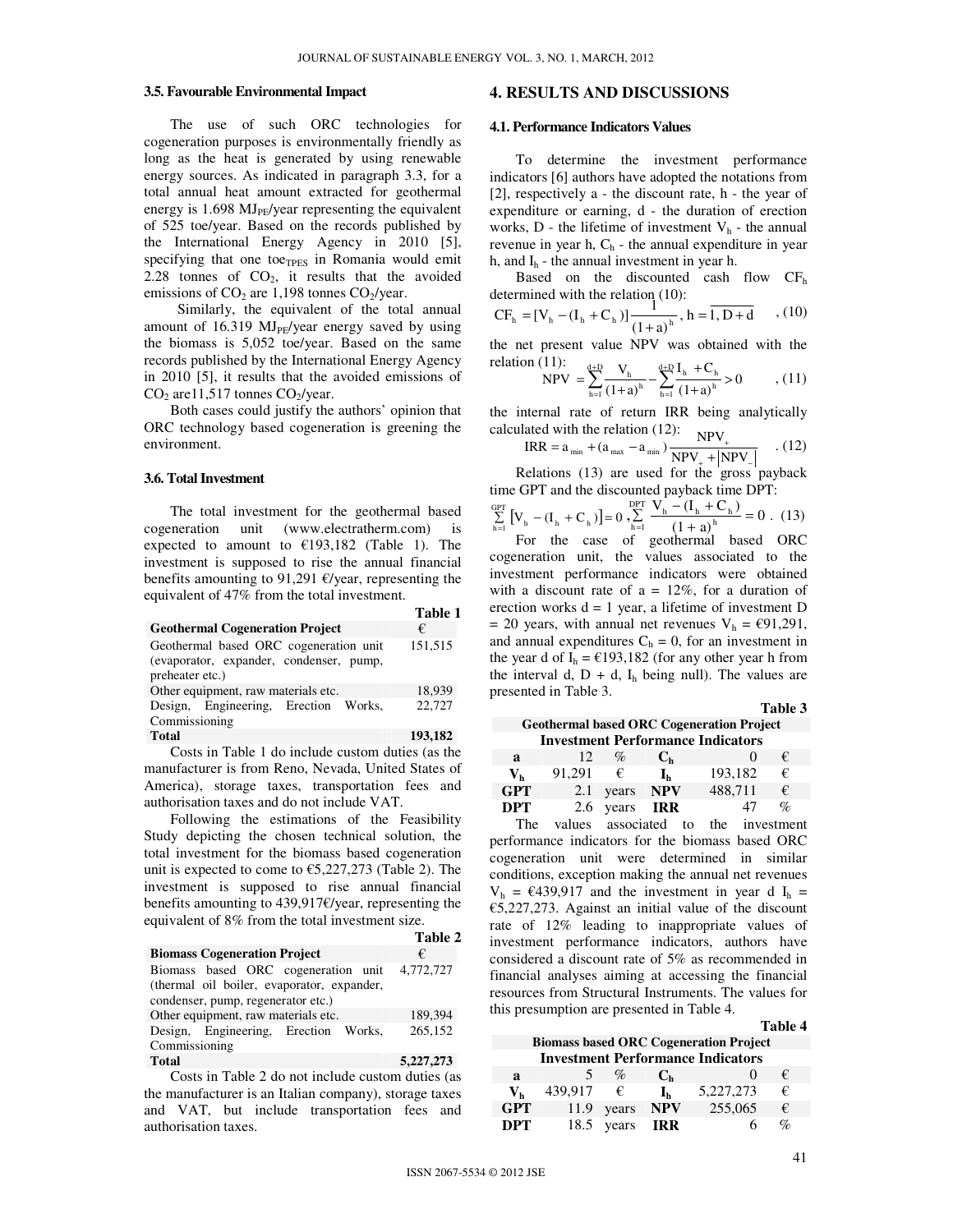### 3.5. Favourable Environmental Impact

The use of such ORC technologies for cogeneration purposes is environmentally friendly as long as the heat is generated by using renewable energy sources. As indicated in paragraph 3.3, for a total annual heat amount extracted for geothermal energy is 1.698 $MJ_{PE}$/year representing the equivalent of 525 toe/year. Based on the records published by the International Energy Agency in 2010 [5], specifying that one $toe_{TPES}$ in Romania would emit 2.28 tonnes of $CO_2$, it results that the avoided emissions of $CO_2$ are 1,198 tonnes $CO_2$/year.

Similarly, the equivalent of the total annual amount of 16.319 $MJ_{PE}$/year energy saved by using the biomass is 5,052 toe/year. Based on the same records published by the International Energy Agency in 2010 [5], it results that the avoided emissions of $CO_2$ are11,517 tonnes $CO_2$/year.

Both cases could justify the authors' opinion that ORC technology based cogeneration is greening the environment.

### 3.6. Total Investment

The total investment for the geothermal based cogeneration unit (www.electratherm.com) is expected to amount to €193,182 (Table 1). The investment is supposed to rise the annual financial benefits amounting to 91,291 €/year, representing the equivalent of 47% from the total investment.

Table 1

| Geothermal Cogeneration Project | € |
|---|---|
| Geothermal based ORC cogeneration unit (evaporator, expander, condenser, pump, preheater etc.) | 151,515 |
| Other equipment, raw materials etc. | 18,939 |
| Design, Engineering, Erection Works, Commissioning | 22,727 |
| **Total** | **193,182** |

Costs in Table 1 do include custom duties (as the manufacturer is from Reno, Nevada, United States of America), storage taxes, transportation fees and authorisation taxes and do not include VAT.

Following the estimations of the Feasibility Study depicting the chosen technical solution, the total investment for the biomass based cogeneration unit is expected to come to €5,227,273 (Table 2). The investment is supposed to rise annual financial benefits amounting to 439,917€/year, representing the equivalent of 8% from the total investment size.

Table 2

| Biomass Cogeneration Project | € |
|---|---|
| Biomass based ORC cogeneration unit (thermal oil boiler, evaporator, expander, condenser, pump, regenerator etc.) | 4,772,727 |
| Other equipment, raw materials etc. | 189,394 |
| Design, Engineering, Erection Works, Commissioning | 265,152 |
| **Total** | **5,227,273** |

Costs in Table 2 do not include custom duties (as the manufacturer is an Italian company), storage taxes and VAT, but include transportation fees and authorisation taxes.

## 4. RESULTS AND DISCUSSIONS

### 4.1. Performance Indicators Values

To determine the investment performance indicators [6] authors have adopted the notations from [2], respectively a - the discount rate, h - the year of expenditure or earning, d - the duration of erection works, D - the lifetime of investment $V_h$ - the annual revenue in year h, $C_h$ - the annual expenditure in year h, and $I_h$ - the annual investment in year h.

Based on the discounted cash flow $CF_h$ determined with the relation (10):

$$CF_h = [V_h - (I_h + C_h)]\frac{1}{(1+a)^h},\ h = \overline{1, D+d} \quad (10)$$

the net present value NPV was obtained with the relation (11):

$$NPV = \sum_{h=1}^{d+D}\frac{V_h}{(1+a)^h} - \sum_{h=1}^{d+D}\frac{I_h + C_h}{(1+a)^h} > 0 \quad (11)$$

the internal rate of return IRR being analytically calculated with the relation (12):

$$IRR = a_{min} + (a_{max} - a_{min})\frac{NPV_+}{NPV_+ + |NPV_-|} \quad (12)$$

Relations (13) are used for the gross payback time GPT and the discounted payback time DPT:

$$\sum_{h=1}^{GPT}[V_h - (I_h + C_h)] = 0,\ \sum_{h=1}^{DPT}\frac{V_h - (I_h + C_h)}{(1+a)^h} = 0. \quad (13)$$

For the case of geothermal based ORC cogeneration unit, the values associated to the investment performance indicators were obtained with a discount rate of a = 12%, for a duration of erection works d = 1 year, a lifetime of investment D = 20 years, with annual net revenues $V_h$ = €91,291, and annual expenditures $C_h$ = 0, for an investment in the year d of $I_h$ = €193,182 (for any other year h from the interval d, D + d, $I_h$ being null). The values are presented in Table 3.

Table 3

| Geothermal based ORC Cogeneration Project | | | | | |
|---|---|---|---|---|---|
| **Investment Performance Indicators** | | | | | |
| **a** | 12 | % | **$C_h$** | 0 | € |
| **$V_h$** | 91,291 | € | **$I_h$** | 193,182 | € |
| **GPT** | 2.1 | years | **NPV** | 488,711 | € |
| **DPT** | 2.6 | years | **IRR** | 47 | % |

The values associated to the investment performance indicators for the biomass based ORC cogeneration unit were determined in similar conditions, exception making the annual net revenues $V_h$ = €439,917 and the investment in year d $I_h$ = €5,227,273. Against an initial value of the discount rate of 12% leading to inappropriate values of investment performance indicators, authors have considered a discount rate of 5% as recommended in financial analyses aiming at accessing the financial resources from Structural Instruments. The values for this presumption are presented in Table 4.

Table 4

| Biomass based ORC Cogeneration Project | | | | | |
|---|---|---|---|---|---|
| **Investment Performance Indicators** | | | | | |
| **a** | 5 | % | **$C_h$** | 0 | € |
| **$V_h$** | 439,917 | € | **$I_h$** | 5,227,273 | € |
| **GPT** | 11.9 | years | **NPV** | 255,065 | € |
| **DPT** | 18.5 | years | **IRR** | 6 | % |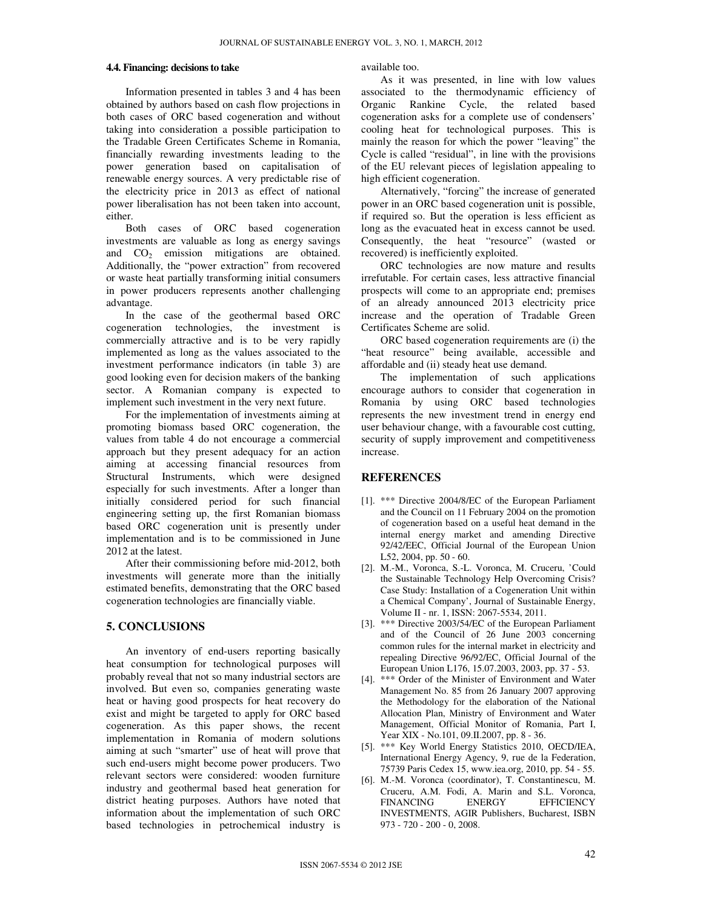### 4.4. Financing: decisions to take

Information presented in tables 3 and 4 has been obtained by authors based on cash flow projections in both cases of ORC based cogeneration and without taking into consideration a possible participation to the Tradable Green Certificates Scheme in Romania, financially rewarding investments leading to the power generation based on capitalisation of renewable energy sources. A very predictable rise of the electricity price in 2013 as effect of national power liberalisation has not been taken into account, either.

Both cases of ORC based cogeneration investments are valuable as long as energy savings and $CO_2$ emission mitigations are obtained. Additionally, the "power extraction" from recovered or waste heat partially transforming initial consumers in power producers represents another challenging advantage.

In the case of the geothermal based ORC cogeneration technologies, the investment is commercially attractive and is to be very rapidly implemented as long as the values associated to the investment performance indicators (in table 3) are good looking even for decision makers of the banking sector. A Romanian company is expected to implement such investment in the very next future.

For the implementation of investments aiming at promoting biomass based ORC cogeneration, the values from table 4 do not encourage a commercial approach but they present adequacy for an action aiming at accessing financial resources from Structural Instruments, which were designed especially for such investments. After a longer than initially considered period for such financial engineering setting up, the first Romanian biomass based ORC cogeneration unit is presently under implementation and is to be commissioned in June 2012 at the latest.

After their commissioning before mid-2012, both investments will generate more than the initially estimated benefits, demonstrating that the ORC based cogeneration technologies are financially viable.

## 5. CONCLUSIONS

An inventory of end-users reporting basically heat consumption for technological purposes will probably reveal that not so many industrial sectors are involved. But even so, companies generating waste heat or having good prospects for heat recovery do exist and might be targeted to apply for ORC based cogeneration. As this paper shows, the recent implementation in Romania of modern solutions aiming at such "smarter" use of heat will prove that such end-users might become power producers. Two relevant sectors were considered: wooden furniture industry and geothermal based heat generation for district heating purposes. Authors have noted that information about the implementation of such ORC based technologies in petrochemical industry is available too.

As it was presented, in line with low values associated to the thermodynamic efficiency of Organic Rankine Cycle, the related based cogeneration asks for a complete use of condensers' cooling heat for technological purposes. This is mainly the reason for which the power "leaving" the Cycle is called "residual", in line with the provisions of the EU relevant pieces of legislation appealing to high efficient cogeneration.

Alternatively, "forcing" the increase of generated power in an ORC based cogeneration unit is possible, if required so. But the operation is less efficient as long as the evacuated heat in excess cannot be used. Consequently, the heat "resource" (wasted or recovered) is inefficiently exploited.

ORC technologies are now mature and results irrefutable. For certain cases, less attractive financial prospects will come to an appropriate end; premises of an already announced 2013 electricity price increase and the operation of Tradable Green Certificates Scheme are solid.

ORC based cogeneration requirements are (i) the "heat resource" being available, accessible and affordable and (ii) steady heat use demand.

The implementation of such applications encourage authors to consider that cogeneration in Romania by using ORC based technologies represents the new investment trend in energy end user behaviour change, with a favourable cost cutting, security of supply improvement and competitiveness increase.

## REFERENCES

[1]. *** Directive 2004/8/EC of the European Parliament and the Council on 11 February 2004 on the promotion of cogeneration based on a useful heat demand in the internal energy market and amending Directive 92/42/EEC, Official Journal of the European Union L52, 2004, pp. 50 - 60.

[2]. M.-M., Voronca, S.-L. Voronca, M. Cruceru, 'Could the Sustainable Technology Help Overcoming Crisis? Case Study: Installation of a Cogeneration Unit within a Chemical Company', Journal of Sustainable Energy, Volume II - nr. 1, ISSN: 2067-5534, 2011.

[3]. *** Directive 2003/54/EC of the European Parliament and of the Council of 26 June 2003 concerning common rules for the internal market in electricity and repealing Directive 96/92/EC, Official Journal of the European Union L176, 15.07.2003, 2003, pp. 37 - 53.

[4]. *** Order of the Minister of Environment and Water Management No. 85 from 26 January 2007 approving the Methodology for the elaboration of the National Allocation Plan, Ministry of Environment and Water Management, Official Monitor of Romania, Part I, Year XIX - No.101, 09.II.2007, pp. 8 - 36.

[5]. *** Key World Energy Statistics 2010, OECD/IEA, International Energy Agency, 9, rue de la Federation, 75739 Paris Cedex 15, www.iea.org, 2010, pp. 54 - 55.

[6]. M.-M. Voronca (coordinator), T. Constantinescu, M. Cruceru, A.M. Fodi, A. Marin and S.L. Voronca, FINANCING ENERGY EFFICIENCY INVESTMENTS, AGIR Publishers, Bucharest, ISBN 973 - 720 - 200 - 0, 2008.